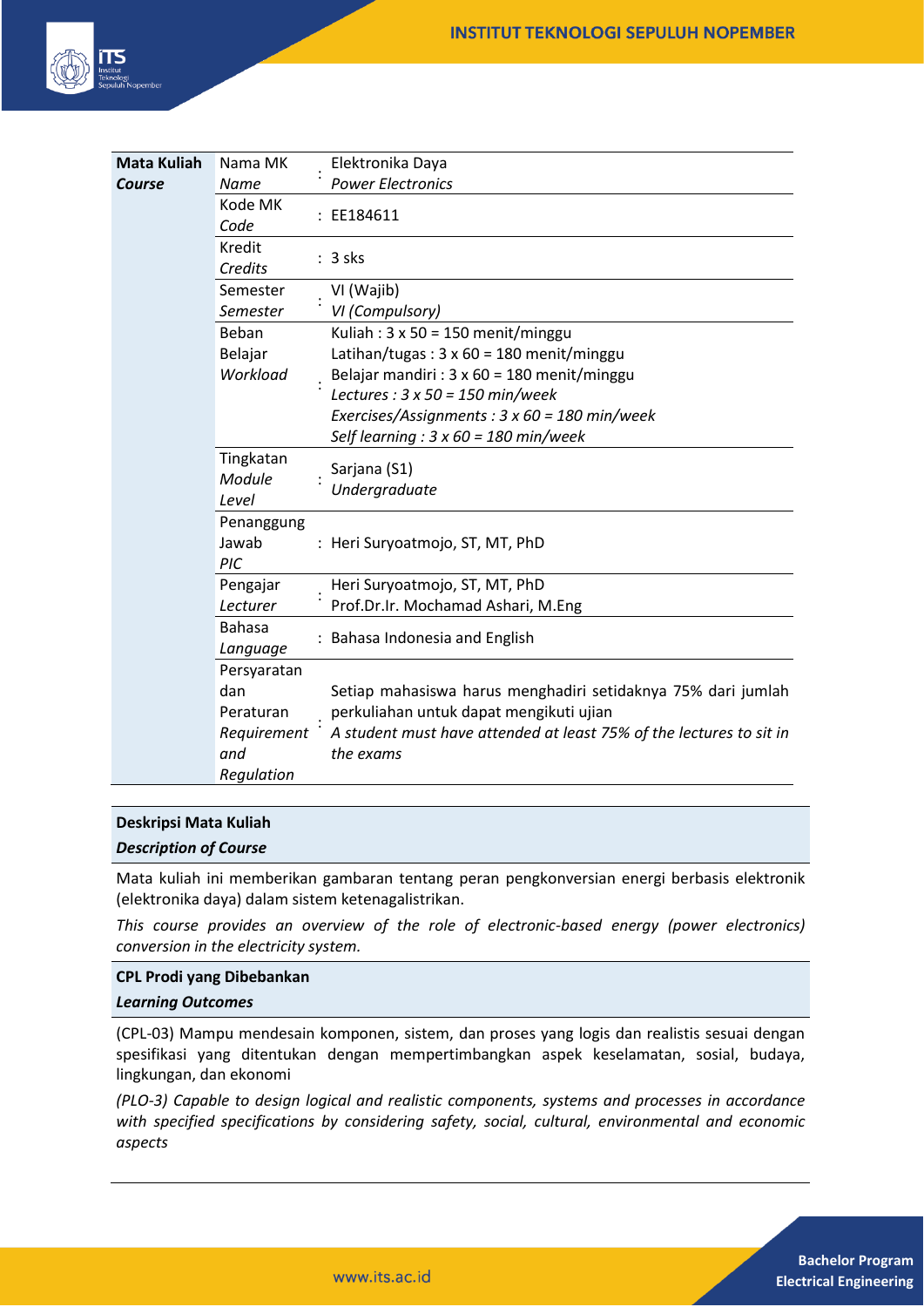| Mata Kuliah *Course* | | | |
|---|---|---|---|
| | Nama MK *Name* | : | Elektronika Daya *Power Electronics* |
| | Kode MK *Code* | : | EE184611 |
| | Kredit *Credits* | : | 3 sks |
| | Semester *Semester* | : | VI (Wajib) *VI (Compulsory)* |
| | Beban Belajar *Workload* | : | Kuliah : 3 x 50 = 150 menit/minggu<br>Latihan/tugas : 3 x 60 = 180 menit/minggu<br>Belajar mandiri : 3 x 60 = 180 menit/minggu<br>*Lectures : 3 x 50 = 150 min/week*<br>*Exercises/Assignments : 3 x 60 = 180 min/week*<br>*Self learning : 3 x 60 = 180 min/week* |
| | Tingkatan *Module Level* | : | Sarjana (S1) *Undergraduate* |
| | Penanggung Jawab *PIC* | : | Heri Suryoatmojo, ST, MT, PhD |
| | Pengajar *Lecturer* | : | Heri Suryoatmojo, ST, MT, PhD<br>Prof.Dr.Ir. Mochamad Ashari, M.Eng |
| | Bahasa *Language* | : | Bahasa Indonesia and English |
| | Persyaratan dan Peraturan *Requirement and Regulation* | : | Setiap mahasiswa harus menghadiri setidaknya 75% dari jumlah perkuliahan untuk dapat mengikuti ujian<br>*A student must have attended at least 75% of the lectures to sit in the exams* |

**Deskripsi Mata Kuliah**
***Description of Course***

Mata kuliah ini memberikan gambaran tentang peran pengkonversian energi berbasis elektronik (elektronika daya) dalam sistem ketenagalistrikan.

*This course provides an overview of the role of electronic-based energy (power electronics) conversion in the electricity system.*

**CPL Prodi yang Dibebankan**
***Learning Outcomes***

(CPL-03) Mampu mendesain komponen, sistem, dan proses yang logis dan realistis sesuai dengan spesifikasi yang ditentukan dengan mempertimbangkan aspek keselamatan, sosial, budaya, lingkungan, dan ekonomi

*(PLO-3) Capable to design logical and realistic components, systems and processes in accordance with specified specifications by considering safety, social, cultural, environmental and economic aspects*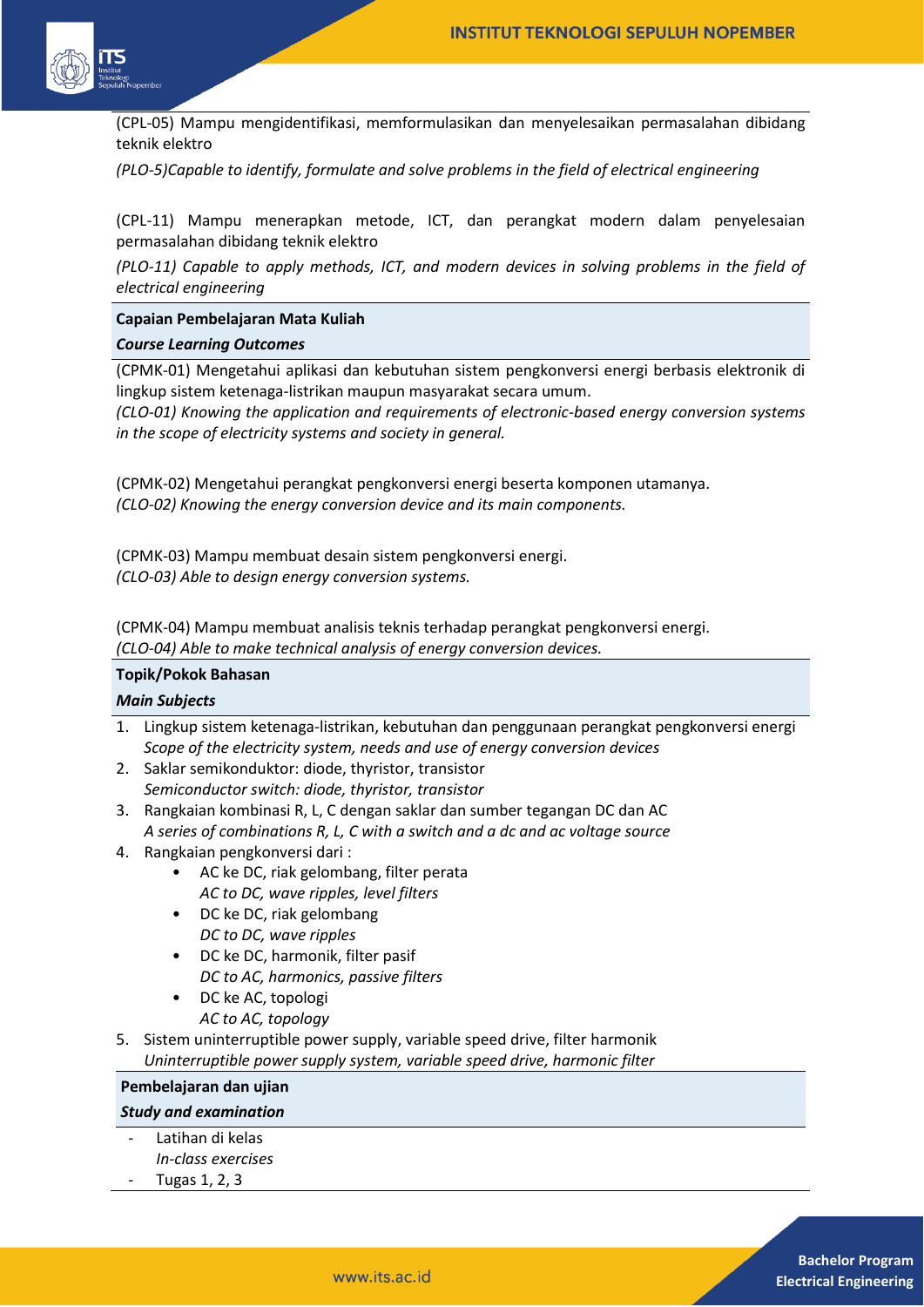(CPL-05) Mampu mengidentifikasi, memformulasikan dan menyelesaikan permasalahan dibidang teknik elektro

*(PLO-5)Capable to identify, formulate and solve problems in the field of electrical engineering*

(CPL-11) Mampu menerapkan metode, ICT, dan perangkat modern dalam penyelesaian permasalahan dibidang teknik elektro

*(PLO-11) Capable to apply methods, ICT, and modern devices in solving problems in the field of electrical engineering*

**Capaian Pembelajaran Mata Kuliah**

***Course Learning Outcomes***

(CPMK-01) Mengetahui aplikasi dan kebutuhan sistem pengkonversi energi berbasis elektronik di lingkup sistem ketenaga-listrikan maupun masyarakat secara umum.
*(CLO-01) Knowing the application and requirements of electronic-based energy conversion systems in the scope of electricity systems and society in general.*

(CPMK-02) Mengetahui perangkat pengkonversi energi beserta komponen utamanya.
*(CLO-02) Knowing the energy conversion device and its main components.*

(CPMK-03) Mampu membuat desain sistem pengkonversi energi.
*(CLO-03) Able to design energy conversion systems.*

(CPMK-04) Mampu membuat analisis teknis terhadap perangkat pengkonversi energi.
*(CLO-04) Able to make technical analysis of energy conversion devices.*

**Topik/Pokok Bahasan**

***Main Subjects***

1. Lingkup sistem ketenaga-listrikan, kebutuhan dan penggunaan perangkat pengkonversi energi
   *Scope of the electricity system, needs and use of energy conversion devices*
2. Saklar semikonduktor: diode, thyristor, transistor
   *Semiconductor switch: diode, thyristor, transistor*
3. Rangkaian kombinasi R, L, C dengan saklar dan sumber tegangan DC dan AC
   *A series of combinations R, L, C with a switch and a dc and ac voltage source*
4. Rangkaian pengkonversi dari :
   - AC ke DC, riak gelombang, filter perata
     *AC to DC, wave ripples, level filters*
   - DC ke DC, riak gelombang
     *DC to DC, wave ripples*
   - DC ke DC, harmonik, filter pasif
     *DC to AC, harmonics, passive filters*
   - DC ke AC, topologi
     *AC to AC, topology*
5. Sistem uninterruptible power supply, variable speed drive, filter harmonik
   *Uninterruptible power supply system, variable speed drive, harmonic filter*

**Pembelajaran dan ujian**

***Study and examination***

- Latihan di kelas
  *In-class exercises*
- Tugas 1, 2, 3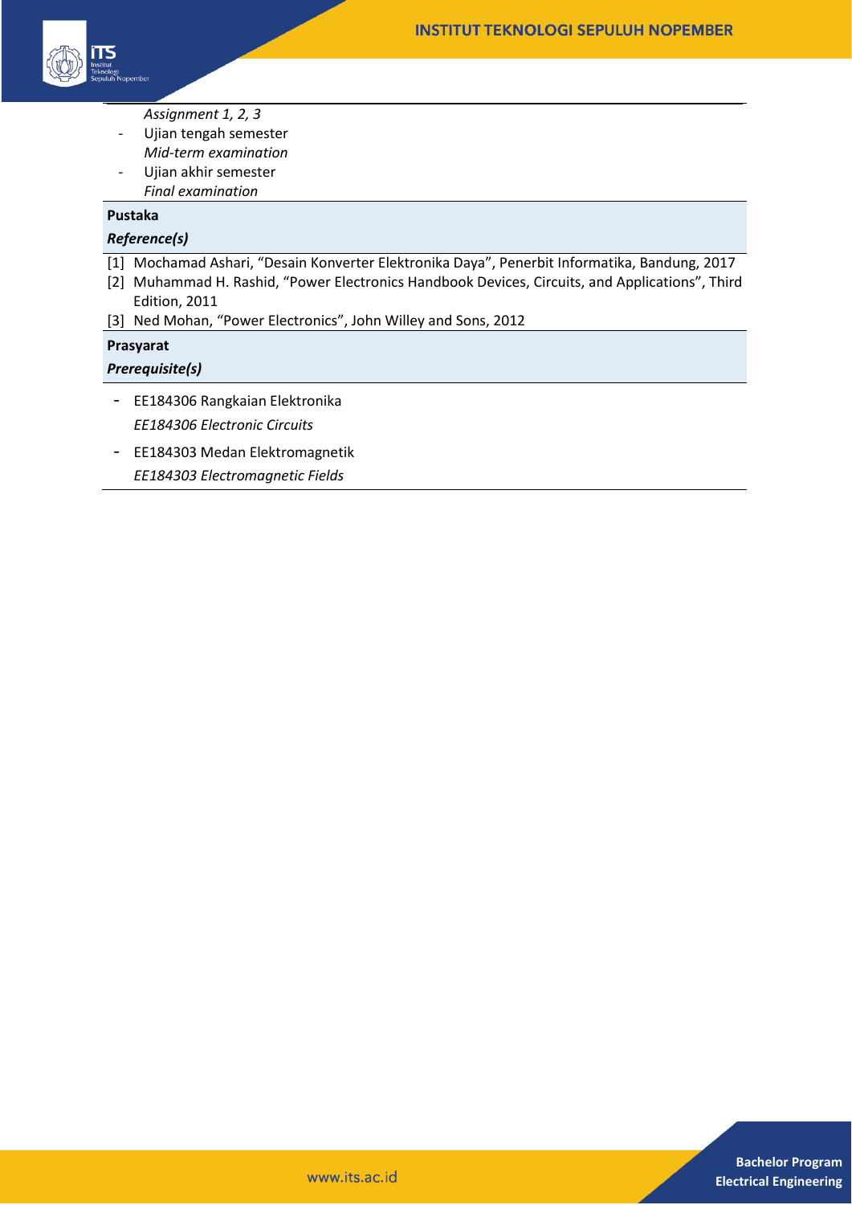*Assignment 1, 2, 3*

- Ujian tengah semester
  *Mid-term examination*
- Ujian akhir semester
  *Final examination*

**Pustaka**

***Reference(s)***

[1] Mochamad Ashari, “Desain Konverter Elektronika Daya”, Penerbit Informatika, Bandung, 2017
[2] Muhammad H. Rashid, “Power Electronics Handbook Devices, Circuits, and Applications”, Third Edition, 2011
[3] Ned Mohan, “Power Electronics”, John Willey and Sons, 2012

**Prasyarat**

***Prerequisite(s)***

- EE184306 Rangkaian Elektronika
  *EE184306 Electronic Circuits*
- EE184303 Medan Elektromagnetik
  *EE184303 Electromagnetic Fields*